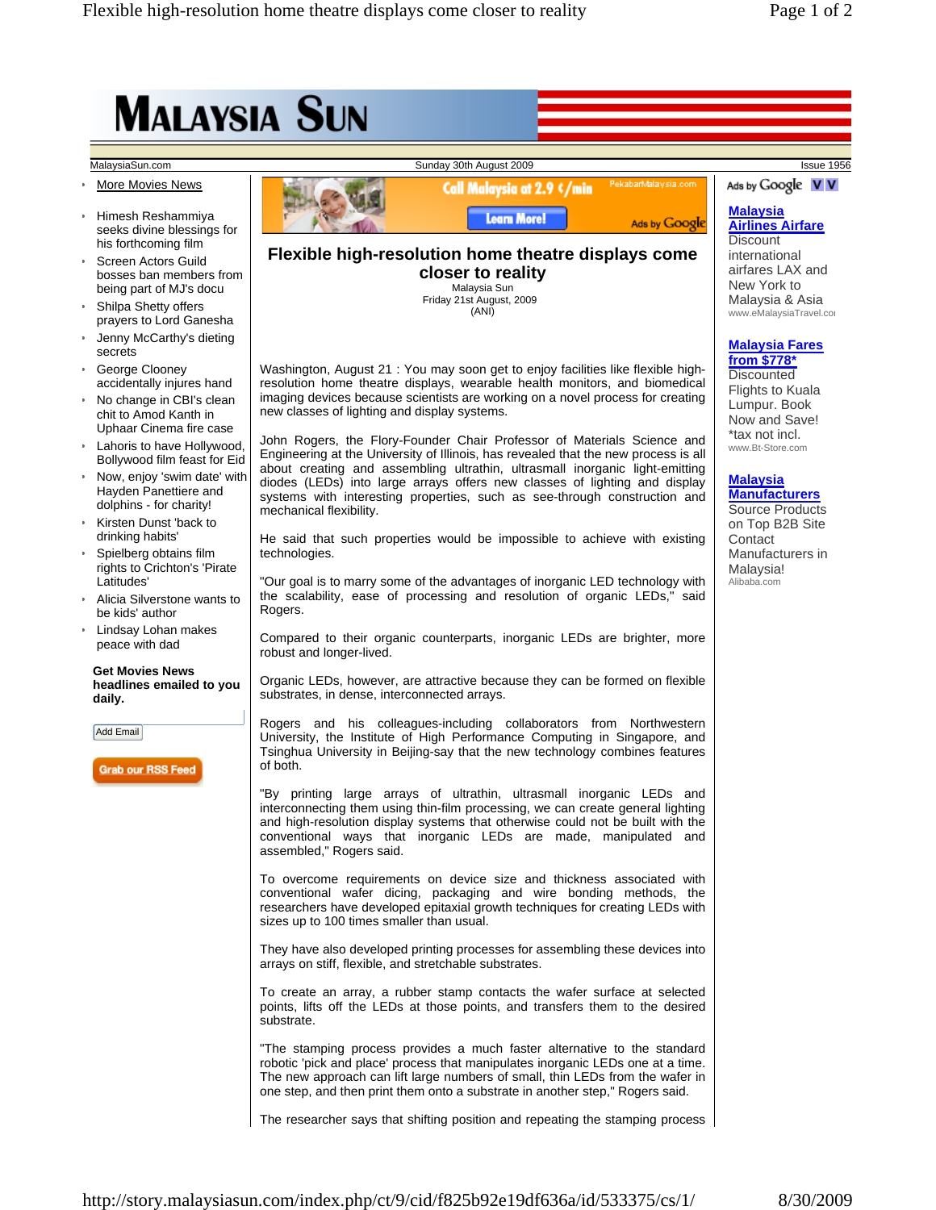# Malaysia Sun

MalaysiaSun.com | Sunday 30th August 2009 | Issue 1956

- More Movies News
- Himesh Reshammiya seeks divine blessings for his forthcoming film
- Screen Actors Guild bosses ban members from being part of MJ's docu
- Shilpa Shetty offers prayers to Lord Ganesha
- Jenny McCarthy's dieting secrets
- George Clooney accidentally injures hand
- No change in CBI's clean chit to Amod Kanth in Uphaar Cinema fire case
- Lahoris to have Hollywood, Bollywood film feast for Eid
- Now, enjoy 'swim date' with Hayden Panettiere and dolphins - for charity!
- Kirsten Dunst 'back to drinking habits'
- Spielberg obtains film rights to Crichton's 'Pirate Latitudes'
- Alicia Silverstone wants to be kids' author
- Lindsay Lohan makes peace with dad

**Get Movies News headlines emailed to you daily.**

Add Email

Grab our RSS Feed

Call Malaysia at 2.9 ¢/min PekabarMalaysia.com Learn More! Ads by Google

## Flexible high-resolution home theatre displays come closer to reality

Malaysia Sun
Friday 21st August, 2009
(ANI)

Washington, August 21 : You may soon get to enjoy facilities like flexible high-resolution home theatre displays, wearable health monitors, and biomedical imaging devices because scientists are working on a novel process for creating new classes of lighting and display systems.

John Rogers, the Flory-Founder Chair Professor of Materials Science and Engineering at the University of Illinois, has revealed that the new process is all about creating and assembling ultrathin, ultrasmall inorganic light-emitting diodes (LEDs) into large arrays offers new classes of lighting and display systems with interesting properties, such as see-through construction and mechanical flexibility.

He said that such properties would be impossible to achieve with existing technologies.

"Our goal is to marry some of the advantages of inorganic LED technology with the scalability, ease of processing and resolution of organic LEDs," said Rogers.

Compared to their organic counterparts, inorganic LEDs are brighter, more robust and longer-lived.

Organic LEDs, however, are attractive because they can be formed on flexible substrates, in dense, interconnected arrays.

Rogers and his colleagues-including collaborators from Northwestern University, the Institute of High Performance Computing in Singapore, and Tsinghua University in Beijing-say that the new technology combines features of both.

"By printing large arrays of ultrathin, ultrasmall inorganic LEDs and interconnecting them using thin-film processing, we can create general lighting and high-resolution display systems that otherwise could not be built with the conventional ways that inorganic LEDs are made, manipulated and assembled," Rogers said.

To overcome requirements on device size and thickness associated with conventional wafer dicing, packaging and wire bonding methods, the researchers have developed epitaxial growth techniques for creating LEDs with sizes up to 100 times smaller than usual.

They have also developed printing processes for assembling these devices into arrays on stiff, flexible, and stretchable substrates.

To create an array, a rubber stamp contacts the wafer surface at selected points, lifts off the LEDs at those points, and transfers them to the desired substrate.

"The stamping process provides a much faster alternative to the standard robotic 'pick and place' process that manipulates inorganic LEDs one at a time. The new approach can lift large numbers of small, thin LEDs from the wafer in one step, and then print them onto a substrate in another step," Rogers said.

The researcher says that shifting position and repeating the stamping process

Ads by Google

**Malaysia Airlines Airfare**
Discount international airfares LAX and New York to Malaysia & Asia
www.eMalaysiaTravel.com

**Malaysia Fares from $778***
Discounted Flights to Kuala Lumpur. Book Now and Save! *tax not incl.
www.Bt-Store.com

**Malaysia Manufacturers**
Source Products on Top B2B Site Contact Manufacturers in Malaysia!
Alibaba.com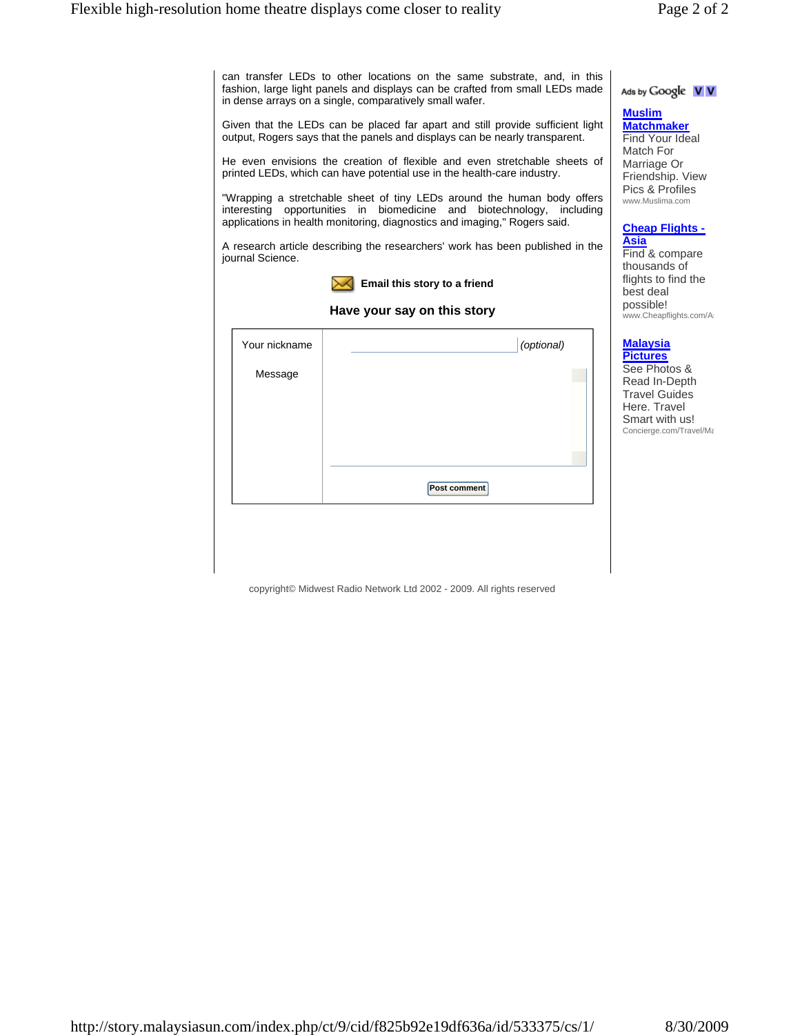can transfer LEDs to other locations on the same substrate, and, in this fashion, large light panels and displays can be crafted from small LEDs made in dense arrays on a single, comparatively small wafer.

Given that the LEDs can be placed far apart and still provide sufficient light output, Rogers says that the panels and displays can be nearly transparent.

He even envisions the creation of flexible and even stretchable sheets of printed LEDs, which can have potential use in the health-care industry.

"Wrapping a stretchable sheet of tiny LEDs around the human body offers interesting opportunities in biomedicine and biotechnology, including applications in health monitoring, diagnostics and imaging," Rogers said.

A research article describing the researchers' work has been published in the journal Science.

**Email this story to a friend**

### Have your say on this story

| | |
|---|---|
| Your nickname | *(optional)* |
| Message | |
| | Post comment |

Ads by Google

**Muslim Matchmaker**
Find Your Ideal Match For Marriage Or Friendship. View Pics & Profiles
www.Muslima.com

**Cheap Flights - Asia**
Find & compare thousands of flights to find the best deal possible!
www.Cheapflights.com/A

**Malaysia Pictures**
See Photos & Read In-Depth Travel Guides Here. Travel Smart with us!
Concierge.com/Travel/Ma

copyright© Midwest Radio Network Ltd 2002 - 2009. All rights reserved